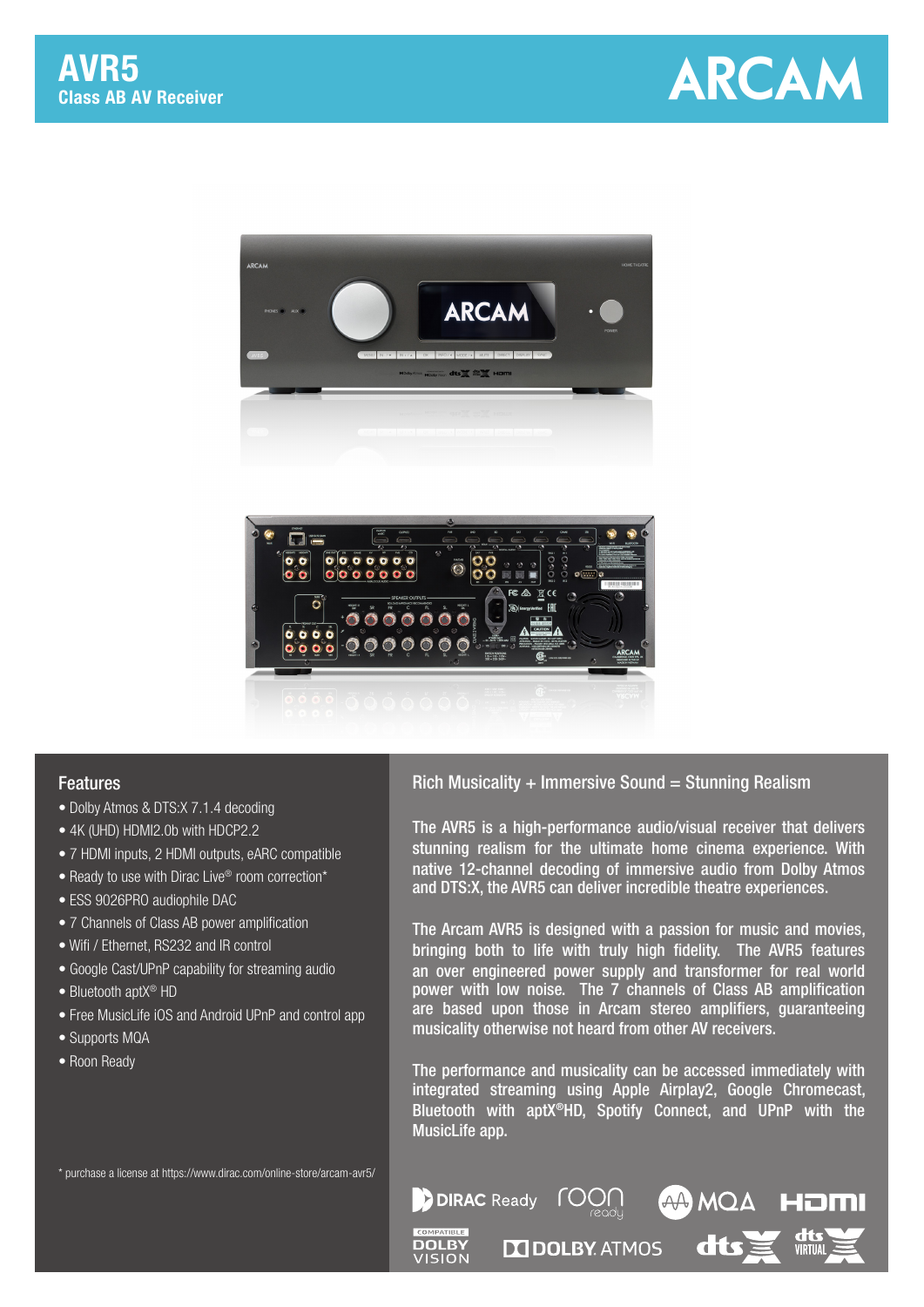# AVR5

## Class AB AV Receiver

ARCAM

## Features

- Dolby Atmos & DTS:X 7.1.4 decoding
- 4K (UHD) HDMI2.0b with HDCP2.2
- 7 HDMI inputs, 2 HDMI outputs, eARC compatible
- Ready to use with Dirac Live® room correction*
- ESS 9026PRO audiophile DAC
- 7 Channels of Class AB power amplification
- Wifi / Ethernet, RS232 and IR control
- Google Cast/UPnP capability for streaming audio
- Bluetooth aptX® HD
- Free MusicLife iOS and Android UPnP and control app
- Supports MQA
- Roon Ready

\* purchase a license at https://www.dirac.com/online-store/arcam-avr5/

## Rich Musicality + Immersive Sound = Stunning Realism

The AVR5 is a high-performance audio/visual receiver that delivers stunning realism for the ultimate home cinema experience. With native 12-channel decoding of immersive audio from Dolby Atmos and DTS:X, the AVR5 can deliver incredible theatre experiences.

The Arcam AVR5 is designed with a passion for music and movies, bringing both to life with truly high fidelity. The AVR5 features an over engineered power supply and transformer for real world power with low noise. The 7 channels of Class AB amplification are based upon those in Arcam stereo amplifiers, guaranteeing musicality otherwise not heard from other AV receivers.

The performance and musicality can be accessed immediately with integrated streaming using Apple Airplay2, Google Chromecast, Bluetooth with aptX®HD, Spotify Connect, and UPnP with the MusicLife app.

DIRAC Ready · roon ready · MQA · HDMI · COMPATIBLE DOLBY VISION · DOLBY ATMOS · dts:X · dts VIRTUAL:X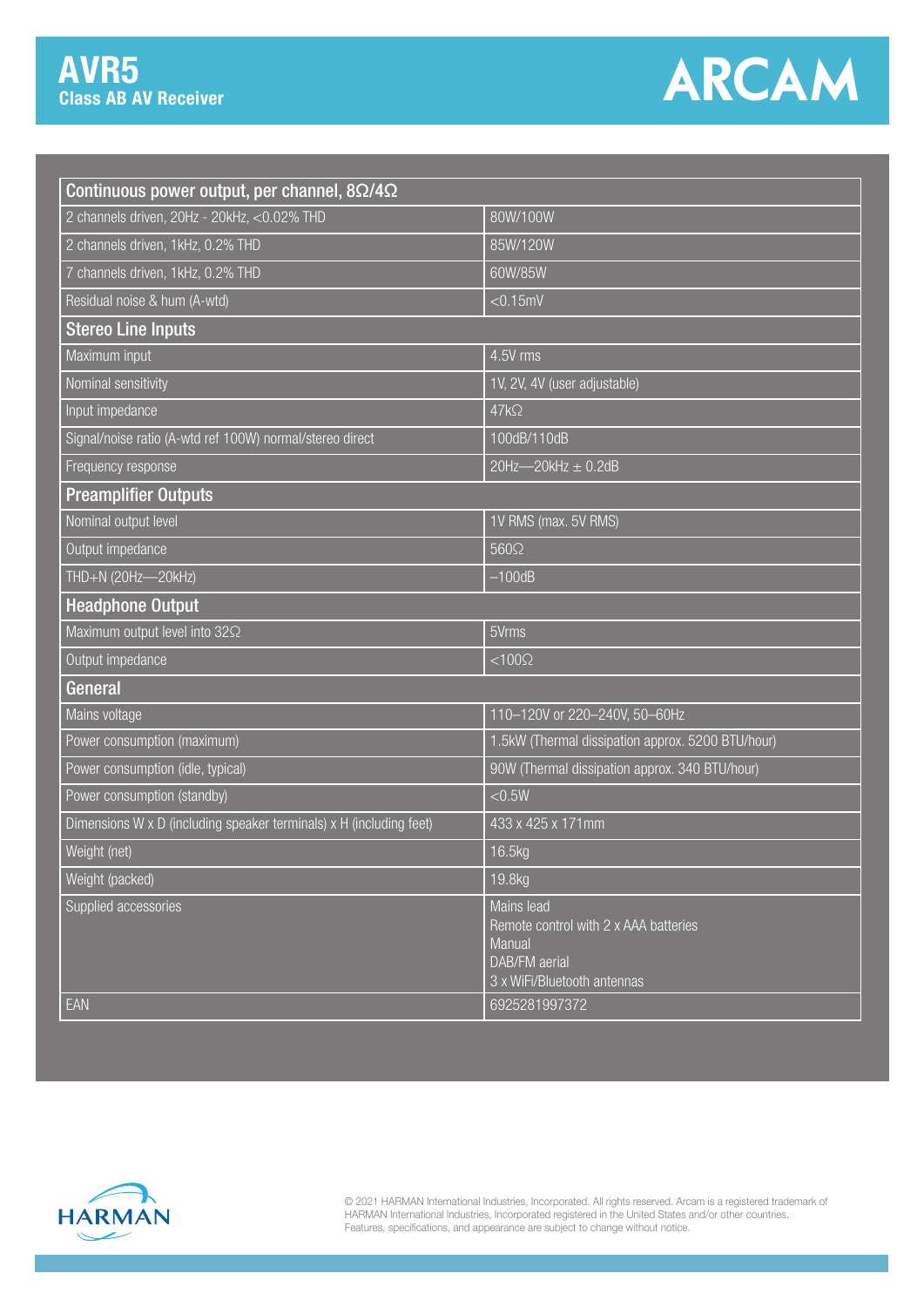# AVR5

## Class AB AV Receiver

ARCAM

| Continuous power output, per channel, 8Ω/4Ω | |
|---|---|
| 2 channels driven, 20Hz - 20kHz, <0.02% THD | 80W/100W |
| 2 channels driven, 1kHz, 0.2% THD | 85W/120W |
| 7 channels driven, 1kHz, 0.2% THD | 60W/85W |
| Residual noise & hum (A-wtd) | <0.15mV |
| **Stereo Line Inputs** | |
| Maximum input | 4.5V rms |
| Nominal sensitivity | 1V, 2V, 4V (user adjustable) |
| Input impedance | 47kΩ |
| Signal/noise ratio (A-wtd ref 100W) normal/stereo direct | 100dB/110dB |
| Frequency response | 20Hz—20kHz ± 0.2dB |
| **Preamplifier Outputs** | |
| Nominal output level | 1V RMS (max. 5V RMS) |
| Output impedance | 560Ω |
| THD+N (20Hz—20kHz) | –100dB |
| **Headphone Output** | |
| Maximum output level into 32Ω | 5Vrms |
| Output impedance | <100Ω |
| **General** | |
| Mains voltage | 110–120V or 220–240V, 50–60Hz |
| Power consumption (maximum) | 1.5kW (Thermal dissipation approx. 5200 BTU/hour) |
| Power consumption (idle, typical) | 90W (Thermal dissipation approx. 340 BTU/hour) |
| Power consumption (standby) | <0.5W |
| Dimensions W x D (including speaker terminals) x H (including feet) | 433 x 425 x 171mm |
| Weight (net) | 16.5kg |
| Weight (packed) | 19.8kg |
| Supplied accessories | Mains lead<br>Remote control with 2 x AAA batteries<br>Manual<br>DAB/FM aerial<br>3 x WiFi/Bluetooth antennas |
| EAN | 6925281997372 |

HARMAN

© 2021 HARMAN International Industries, Incorporated. All rights reserved. Arcam is a registered trademark of HARMAN International Industries, Incorporated registered in the United States and/or other countries. Features, specifications, and appearance are subject to change without notice.